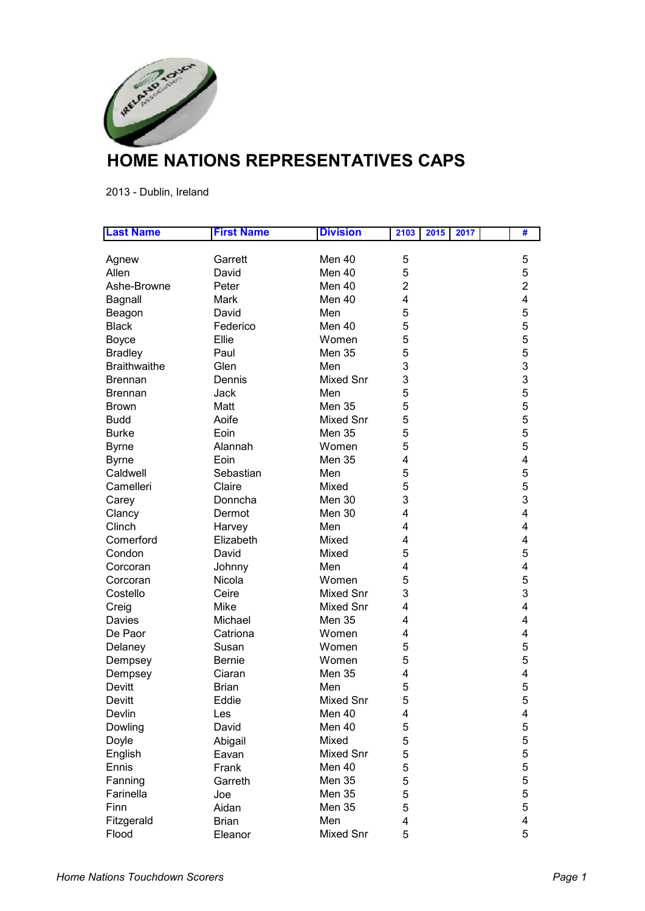# HOME NATIONS REPRESENTATIVES CAPS

2013 - Dublin, Ireland

| Last Name | First Name | Division | 2103 | 2015 | 2017 | | # |
|---|---|---|---|---|---|---|---|
| Agnew | Garrett | Men 40 | 5 | | | | 5 |
| Allen | David | Men 40 | 5 | | | | 5 |
| Ashe-Browne | Peter | Men 40 | 2 | | | | 2 |
| Bagnall | Mark | Men 40 | 4 | | | | 4 |
| Beagon | David | Men | 5 | | | | 5 |
| Black | Federico | Men 40 | 5 | | | | 5 |
| Boyce | Ellie | Women | 5 | | | | 5 |
| Bradley | Paul | Men 35 | 5 | | | | 5 |
| Braithwaithe | Glen | Men | 3 | | | | 3 |
| Brennan | Dennis | Mixed Snr | 3 | | | | 3 |
| Brennan | Jack | Men | 5 | | | | 5 |
| Brown | Matt | Men 35 | 5 | | | | 5 |
| Budd | Aoife | Mixed Snr | 5 | | | | 5 |
| Burke | Eoin | Men 35 | 5 | | | | 5 |
| Byrne | Alannah | Women | 5 | | | | 5 |
| Byrne | Eoin | Men 35 | 4 | | | | 4 |
| Caldwell | Sebastian | Men | 5 | | | | 5 |
| Camelleri | Claire | Mixed | 5 | | | | 5 |
| Carey | Donncha | Men 30 | 3 | | | | 3 |
| Clancy | Dermot | Men 30 | 4 | | | | 4 |
| Clinch | Harvey | Men | 4 | | | | 4 |
| Comerford | Elizabeth | Mixed | 4 | | | | 4 |
| Condon | David | Mixed | 5 | | | | 5 |
| Corcoran | Johnny | Men | 4 | | | | 4 |
| Corcoran | Nicola | Women | 5 | | | | 5 |
| Costello | Ceire | Mixed Snr | 3 | | | | 3 |
| Creig | Mike | Mixed Snr | 4 | | | | 4 |
| Davies | Michael | Men 35 | 4 | | | | 4 |
| De Paor | Catriona | Women | 4 | | | | 4 |
| Delaney | Susan | Women | 5 | | | | 5 |
| Dempsey | Bernie | Women | 5 | | | | 5 |
| Dempsey | Ciaran | Men 35 | 4 | | | | 4 |
| Devitt | Brian | Men | 5 | | | | 5 |
| Devitt | Eddie | Mixed Snr | 5 | | | | 5 |
| Devlin | Les | Men 40 | 4 | | | | 4 |
| Dowling | David | Men 40 | 5 | | | | 5 |
| Doyle | Abigail | Mixed | 5 | | | | 5 |
| English | Eavan | Mixed Snr | 5 | | | | 5 |
| Ennis | Frank | Men 40 | 5 | | | | 5 |
| Fanning | Garreth | Men 35 | 5 | | | | 5 |
| Farinella | Joe | Men 35 | 5 | | | | 5 |
| Finn | Aidan | Men 35 | 5 | | | | 5 |
| Fitzgerald | Brian | Men | 4 | | | | 4 |
| Flood | Eleanor | Mixed Snr | 5 | | | | 5 |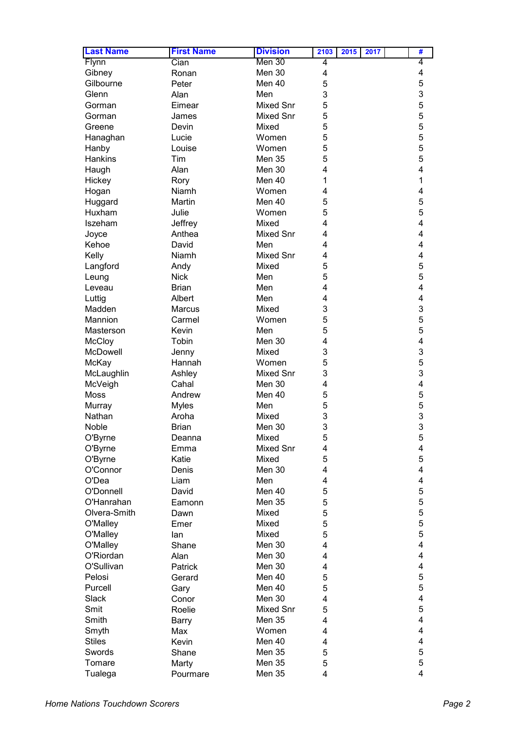| Last Name | First Name | Division | 2103 | 2015 | 2017 | | # |
|---|---|---|---|---|---|---|---|
| Flynn | Cian | Men 30 | 4 | | | | 4 |
| Gibney | Ronan | Men 30 | 4 | | | | 4 |
| Gilbourne | Peter | Men 40 | 5 | | | | 5 |
| Glenn | Alan | Men | 3 | | | | 3 |
| Gorman | Eimear | Mixed Snr | 5 | | | | 5 |
| Gorman | James | Mixed Snr | 5 | | | | 5 |
| Greene | Devin | Mixed | 5 | | | | 5 |
| Hanaghan | Lucie | Women | 5 | | | | 5 |
| Hanby | Louise | Women | 5 | | | | 5 |
| Hankins | Tim | Men 35 | 5 | | | | 5 |
| Haugh | Alan | Men 30 | 4 | | | | 4 |
| Hickey | Rory | Men 40 | 1 | | | | 1 |
| Hogan | Niamh | Women | 4 | | | | 4 |
| Huggard | Martin | Men 40 | 5 | | | | 5 |
| Huxham | Julie | Women | 5 | | | | 5 |
| Iszeham | Jeffrey | Mixed | 4 | | | | 4 |
| Joyce | Anthea | Mixed Snr | 4 | | | | 4 |
| Kehoe | David | Men | 4 | | | | 4 |
| Kelly | Niamh | Mixed Snr | 4 | | | | 4 |
| Langford | Andy | Mixed | 5 | | | | 5 |
| Leung | Nick | Men | 5 | | | | 5 |
| Leveau | Brian | Men | 4 | | | | 4 |
| Luttig | Albert | Men | 4 | | | | 4 |
| Madden | Marcus | Mixed | 3 | | | | 3 |
| Mannion | Carmel | Women | 5 | | | | 5 |
| Masterson | Kevin | Men | 5 | | | | 5 |
| McCloy | Tobin | Men 30 | 4 | | | | 4 |
| McDowell | Jenny | Mixed | 3 | | | | 3 |
| McKay | Hannah | Women | 5 | | | | 5 |
| McLaughlin | Ashley | Mixed Snr | 3 | | | | 3 |
| McVeigh | Cahal | Men 30 | 4 | | | | 4 |
| Moss | Andrew | Men 40 | 5 | | | | 5 |
| Murray | Myles | Men | 5 | | | | 5 |
| Nathan | Aroha | Mixed | 3 | | | | 3 |
| Noble | Brian | Men 30 | 3 | | | | 3 |
| O'Byrne | Deanna | Mixed | 5 | | | | 5 |
| O'Byrne | Emma | Mixed Snr | 4 | | | | 4 |
| O'Byrne | Katie | Mixed | 5 | | | | 5 |
| O'Connor | Denis | Men 30 | 4 | | | | 4 |
| O'Dea | Liam | Men | 4 | | | | 4 |
| O'Donnell | David | Men 40 | 5 | | | | 5 |
| O'Hanrahan | Eamonn | Men 35 | 5 | | | | 5 |
| Olvera-Smith | Dawn | Mixed | 5 | | | | 5 |
| O'Malley | Emer | Mixed | 5 | | | | 5 |
| O'Malley | Ian | Mixed | 5 | | | | 5 |
| O'Malley | Shane | Men 30 | 4 | | | | 4 |
| O'Riordan | Alan | Men 30 | 4 | | | | 4 |
| O'Sullivan | Patrick | Men 30 | 4 | | | | 4 |
| Pelosi | Gerard | Men 40 | 5 | | | | 5 |
| Purcell | Gary | Men 40 | 5 | | | | 5 |
| Slack | Conor | Men 30 | 4 | | | | 4 |
| Smit | Roelie | Mixed Snr | 5 | | | | 5 |
| Smith | Barry | Men 35 | 4 | | | | 4 |
| Smyth | Max | Women | 4 | | | | 4 |
| Stiles | Kevin | Men 40 | 4 | | | | 4 |
| Swords | Shane | Men 35 | 5 | | | | 5 |
| Tomare | Marty | Men 35 | 5 | | | | 5 |
| Tualega | Pourmare | Men 35 | 4 | | | | 4 |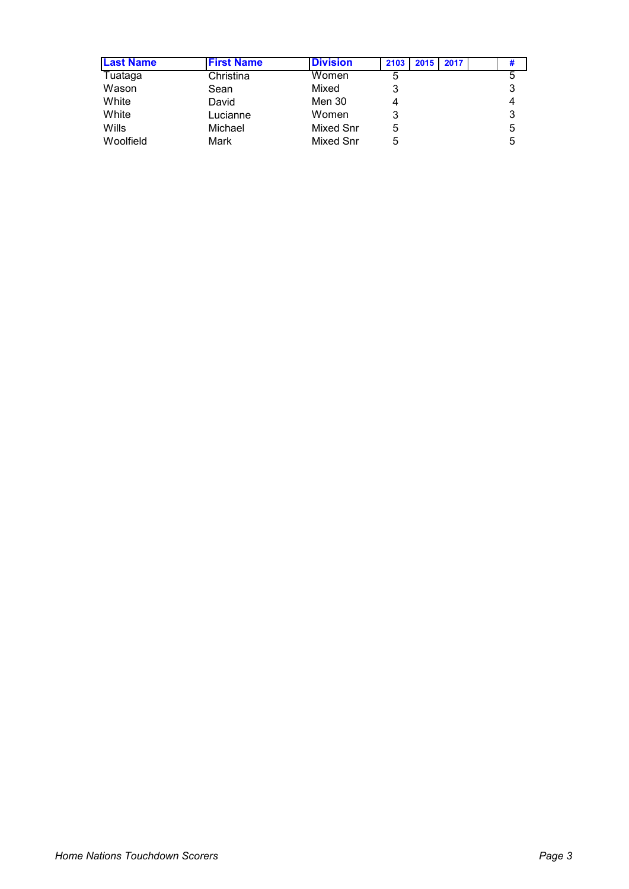| Last Name | First Name | Division | 2103 | 2015 | 2017 | | # |
|---|---|---|---|---|---|---|---|
| Tuataga | Christina | Women | 5 | | | | 5 |
| Wason | Sean | Mixed | 3 | | | | 3 |
| White | David | Men 30 | 4 | | | | 4 |
| White | Lucianne | Women | 3 | | | | 3 |
| Wills | Michael | Mixed Snr | 5 | | | | 5 |
| Woolfield | Mark | Mixed Snr | 5 | | | | 5 |